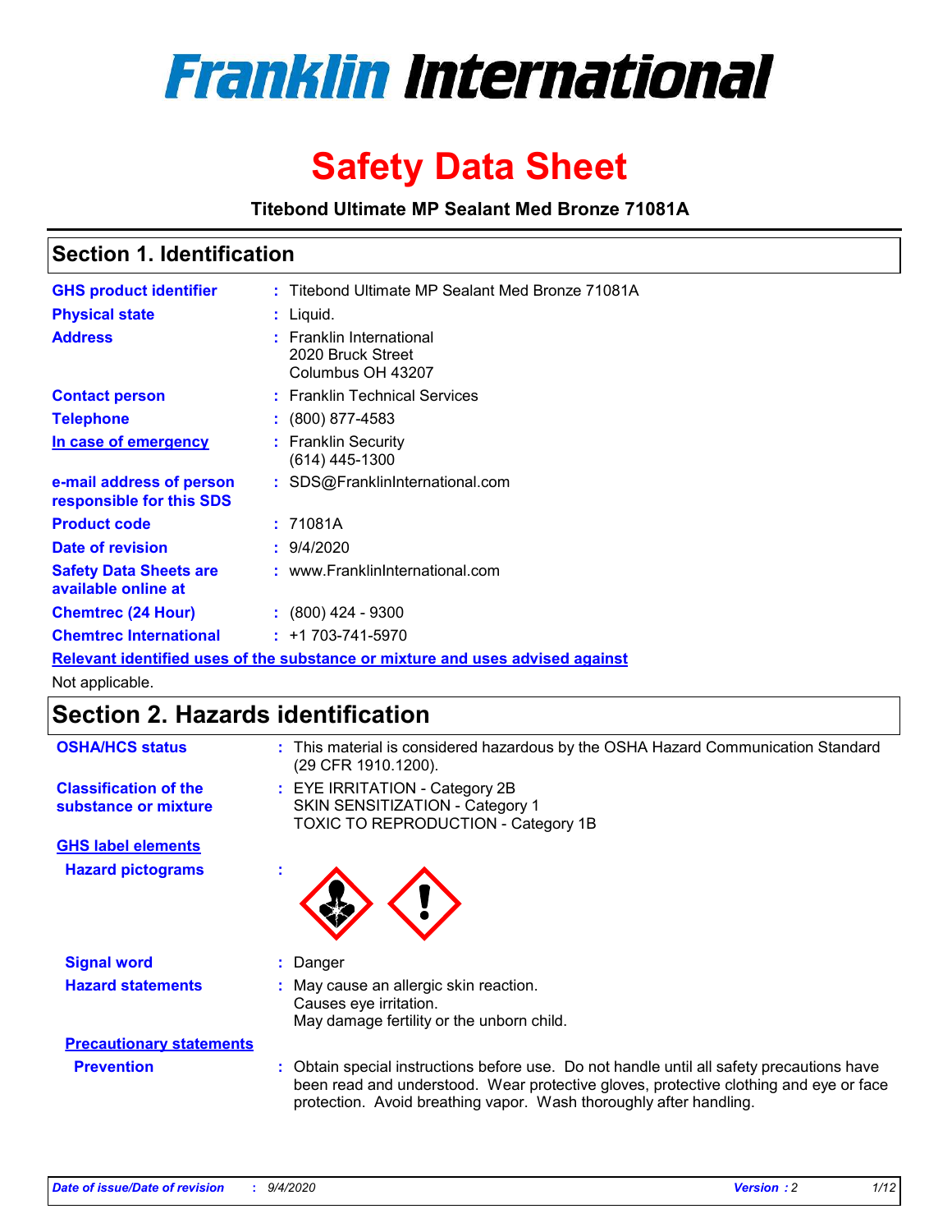# Franklin International

# Safety Data Sheet

**Titebond Ultimate MP Sealant Med Bronze 71081A**

## Section 1. Identification

| | | |
|---|---|---|
| **GHS product identifier** | : | Titebond Ultimate MP Sealant Med Bronze 71081A |
| **Physical state** | : | Liquid. |
| **Address** | : | Franklin International<br>2020 Bruck Street<br>Columbus OH 43207 |
| **Contact person** | : | Franklin Technical Services |
| **Telephone** | : | (800) 877-4583 |
| **In case of emergency** | : | Franklin Security<br>(614) 445-1300 |
| **e-mail address of person responsible for this SDS** | : | SDS@FranklinInternational.com |
| **Product code** | : | 71081A |
| **Date of revision** | : | 9/4/2020 |
| **Safety Data Sheets are available online at** | : | www.FranklinInternational.com |
| **Chemtrec (24 Hour)** | : | (800) 424 - 9300 |
| **Chemtrec International** | : | +1 703-741-5970 |

**Relevant identified uses of the substance or mixture and uses advised against**

Not applicable.

## Section 2. Hazards identification

| | | |
|---|---|---|
| **OSHA/HCS status** | : | This material is considered hazardous by the OSHA Hazard Communication Standard (29 CFR 1910.1200). |
| **Classification of the substance or mixture** | : | EYE IRRITATION - Category 2B<br>SKIN SENSITIZATION - Category 1<br>TOXIC TO REPRODUCTION - Category 1B |

**GHS label elements**

| | | |
|---|---|---|
| **Hazard pictograms** | : | |
| **Signal word** | : | Danger |
| **Hazard statements** | : | May cause an allergic skin reaction.<br>Causes eye irritation.<br>May damage fertility or the unborn child. |

**Precautionary statements**

| | | |
|---|---|---|
| **Prevention** | : | Obtain special instructions before use. Do not handle until all safety precautions have been read and understood. Wear protective gloves, protective clothing and eye or face protection. Avoid breathing vapor. Wash thoroughly after handling. |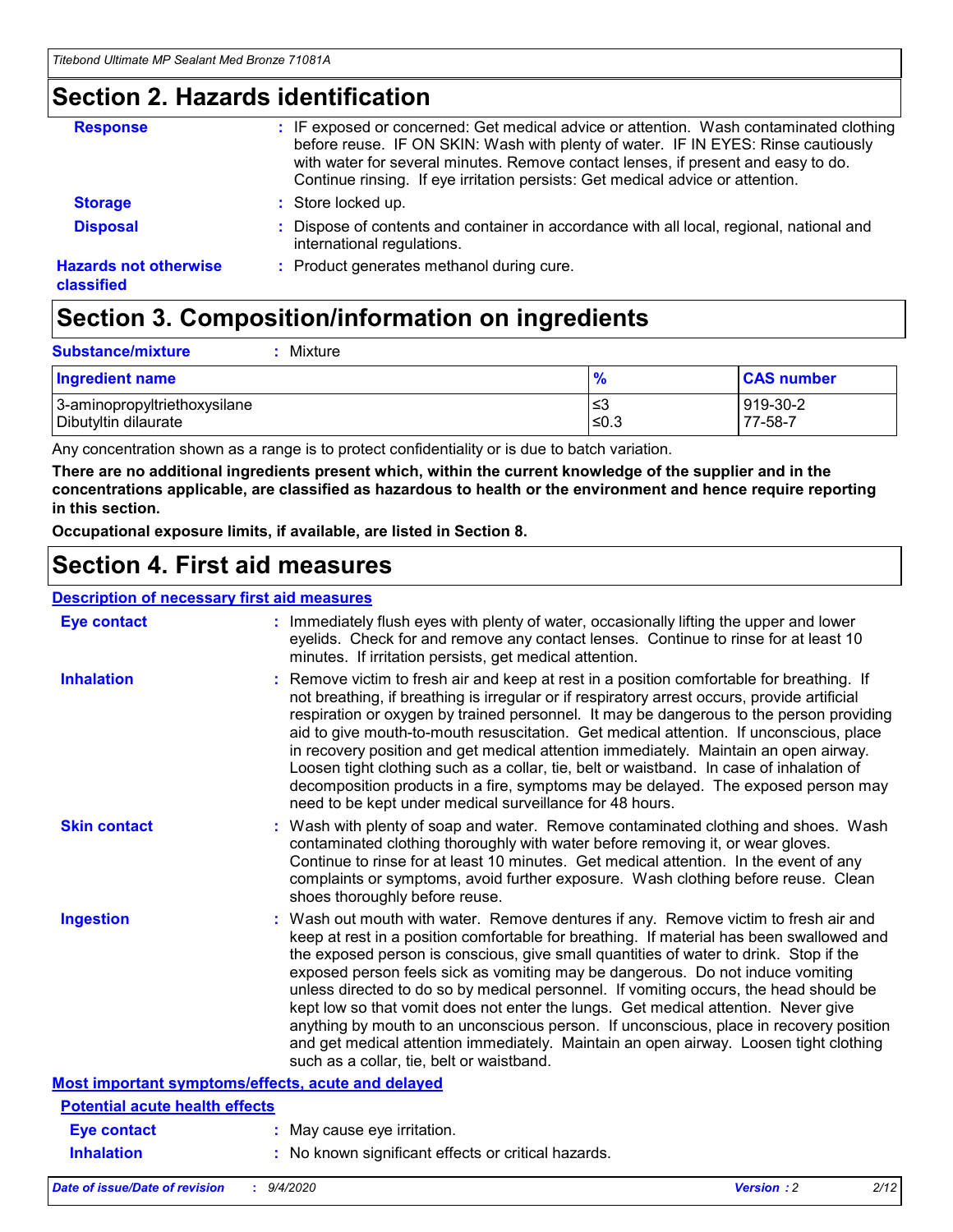## Section 2. Hazards identification

**Response** : IF exposed or concerned: Get medical advice or attention. Wash contaminated clothing before reuse. IF ON SKIN: Wash with plenty of water. IF IN EYES: Rinse cautiously with water for several minutes. Remove contact lenses, if present and easy to do. Continue rinsing. If eye irritation persists: Get medical advice or attention.

**Storage** : Store locked up.

**Disposal** : Dispose of contents and container in accordance with all local, regional, national and international regulations.

**Hazards not otherwise classified** : Product generates methanol during cure.

## Section 3. Composition/information on ingredients

**Substance/mixture** : Mixture

| Ingredient name | % | CAS number |
|---|---|---|
| 3-aminopropyltriethoxysilane | ≤3 | 919-30-2 |
| Dibutyltin dilaurate | ≤0.3 | 77-58-7 |

Any concentration shown as a range is to protect confidentiality or is due to batch variation.

**There are no additional ingredients present which, within the current knowledge of the supplier and in the concentrations applicable, are classified as hazardous to health or the environment and hence require reporting in this section.**

**Occupational exposure limits, if available, are listed in Section 8.**

## Section 4. First aid measures

### Description of necessary first aid measures

**Eye contact** : Immediately flush eyes with plenty of water, occasionally lifting the upper and lower eyelids. Check for and remove any contact lenses. Continue to rinse for at least 10 minutes. If irritation persists, get medical attention.

**Inhalation** : Remove victim to fresh air and keep at rest in a position comfortable for breathing. If not breathing, if breathing is irregular or if respiratory arrest occurs, provide artificial respiration or oxygen by trained personnel. It may be dangerous to the person providing aid to give mouth-to-mouth resuscitation. Get medical attention. If unconscious, place in recovery position and get medical attention immediately. Maintain an open airway. Loosen tight clothing such as a collar, tie, belt or waistband. In case of inhalation of decomposition products in a fire, symptoms may be delayed. The exposed person may need to be kept under medical surveillance for 48 hours.

**Skin contact** : Wash with plenty of soap and water. Remove contaminated clothing and shoes. Wash contaminated clothing thoroughly with water before removing it, or wear gloves. Continue to rinse for at least 10 minutes. Get medical attention. In the event of any complaints or symptoms, avoid further exposure. Wash clothing before reuse. Clean shoes thoroughly before reuse.

**Ingestion** : Wash out mouth with water. Remove dentures if any. Remove victim to fresh air and keep at rest in a position comfortable for breathing. If material has been swallowed and the exposed person is conscious, give small quantities of water to drink. Stop if the exposed person feels sick as vomiting may be dangerous. Do not induce vomiting unless directed to do so by medical personnel. If vomiting occurs, the head should be kept low so that vomit does not enter the lungs. Get medical attention. Never give anything by mouth to an unconscious person. If unconscious, place in recovery position and get medical attention immediately. Maintain an open airway. Loosen tight clothing such as a collar, tie, belt or waistband.

### Most important symptoms/effects, acute and delayed

#### Potential acute health effects

**Eye contact** : May cause eye irritation.

**Inhalation** : No known significant effects or critical hazards.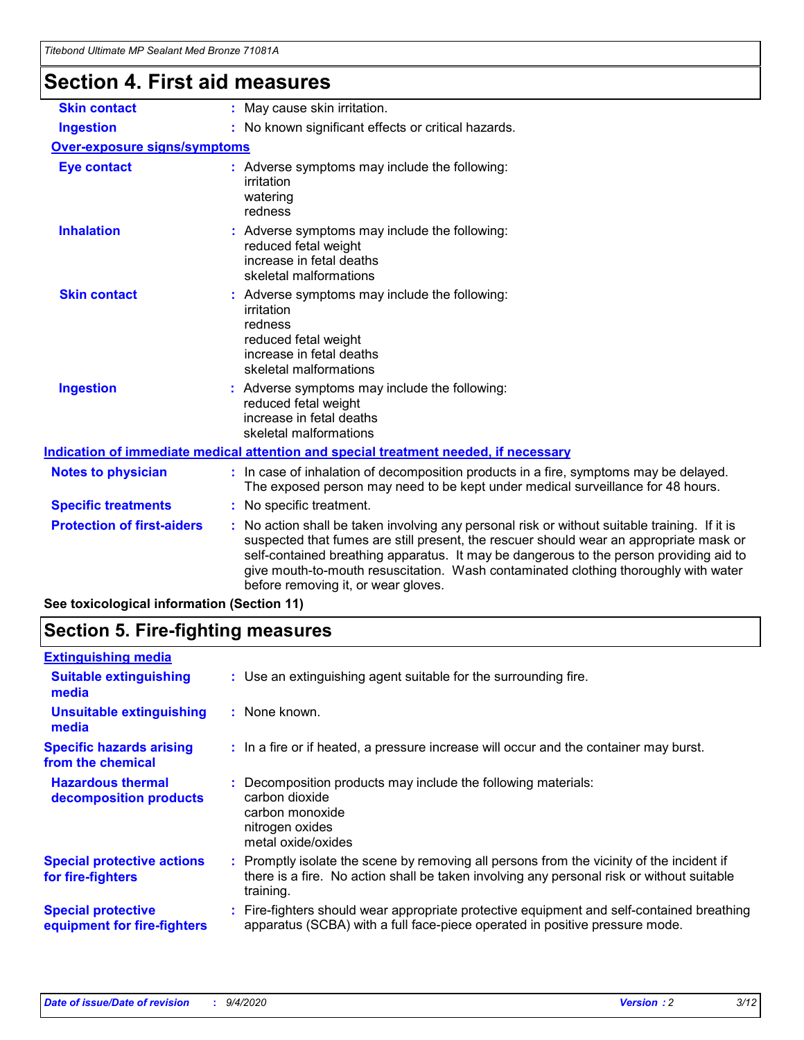## Section 4. First aid measures

| | |
|---|---|
| **Skin contact** | : May cause skin irritation. |
| **Ingestion** | : No known significant effects or critical hazards. |

**Over-exposure signs/symptoms**

| | |
|---|---|
| **Eye contact** | : Adverse symptoms may include the following:<br>irritation<br>watering<br>redness |
| **Inhalation** | : Adverse symptoms may include the following:<br>reduced fetal weight<br>increase in fetal deaths<br>skeletal malformations |
| **Skin contact** | : Adverse symptoms may include the following:<br>irritation<br>redness<br>reduced fetal weight<br>increase in fetal deaths<br>skeletal malformations |
| **Ingestion** | : Adverse symptoms may include the following:<br>reduced fetal weight<br>increase in fetal deaths<br>skeletal malformations |

**Indication of immediate medical attention and special treatment needed, if necessary**

| | |
|---|---|
| **Notes to physician** | : In case of inhalation of decomposition products in a fire, symptoms may be delayed. The exposed person may need to be kept under medical surveillance for 48 hours. |
| **Specific treatments** | : No specific treatment. |
| **Protection of first-aiders** | : No action shall be taken involving any personal risk or without suitable training. If it is suspected that fumes are still present, the rescuer should wear an appropriate mask or self-contained breathing apparatus. It may be dangerous to the person providing aid to give mouth-to-mouth resuscitation. Wash contaminated clothing thoroughly with water before removing it, or wear gloves. |

**See toxicological information (Section 11)**

## Section 5. Fire-fighting measures

**Extinguishing media**

| | |
|---|---|
| **Suitable extinguishing media** | : Use an extinguishing agent suitable for the surrounding fire. |
| **Unsuitable extinguishing media** | : None known. |
| **Specific hazards arising from the chemical** | : In a fire or if heated, a pressure increase will occur and the container may burst. |
| **Hazardous thermal decomposition products** | : Decomposition products may include the following materials:<br>carbon dioxide<br>carbon monoxide<br>nitrogen oxides<br>metal oxide/oxides |
| **Special protective actions for fire-fighters** | : Promptly isolate the scene by removing all persons from the vicinity of the incident if there is a fire. No action shall be taken involving any personal risk or without suitable training. |
| **Special protective equipment for fire-fighters** | : Fire-fighters should wear appropriate protective equipment and self-contained breathing apparatus (SCBA) with a full face-piece operated in positive pressure mode. |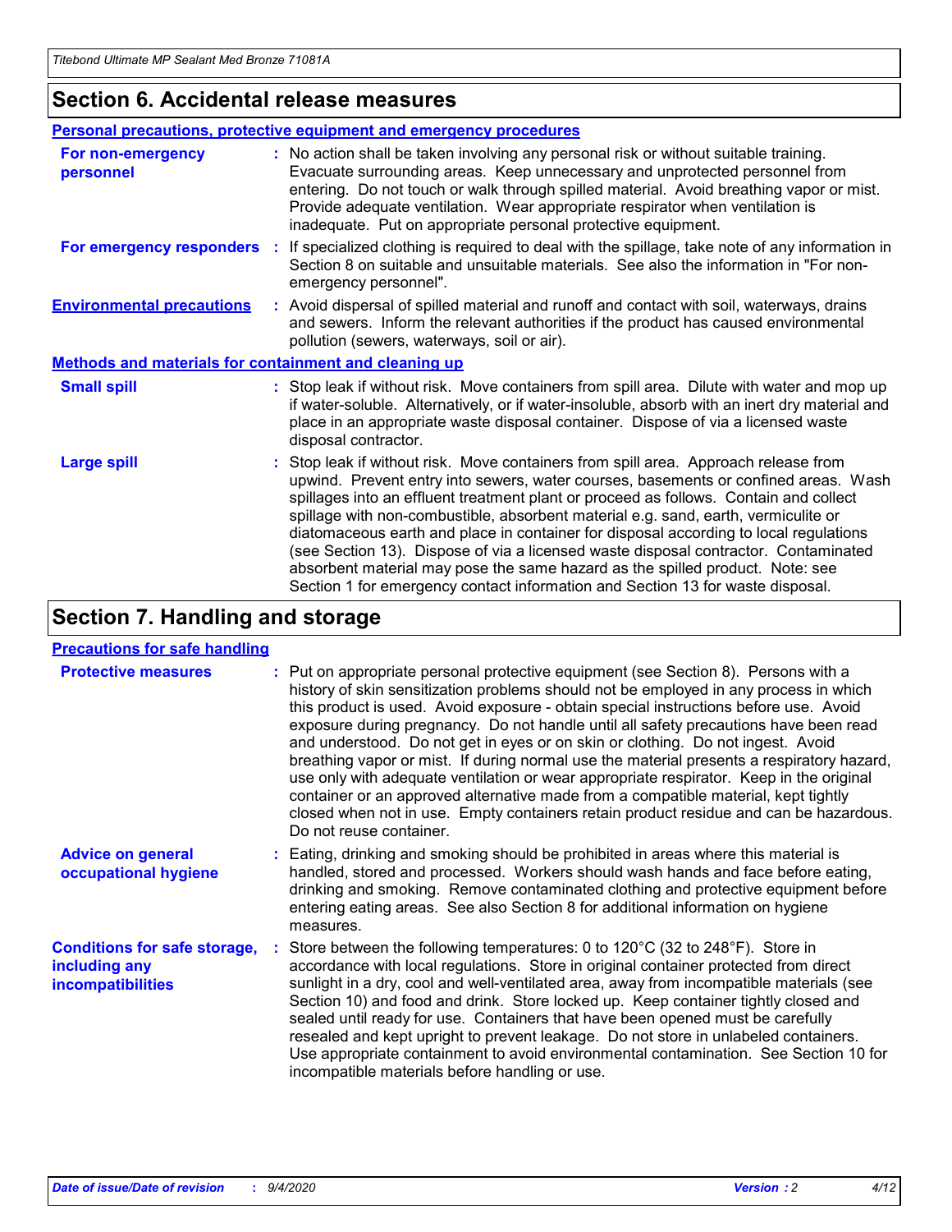## Section 6. Accidental release measures

### Personal precautions, protective equipment and emergency procedures

**For non-emergency personnel** : No action shall be taken involving any personal risk or without suitable training. Evacuate surrounding areas. Keep unnecessary and unprotected personnel from entering. Do not touch or walk through spilled material. Avoid breathing vapor or mist. Provide adequate ventilation. Wear appropriate respirator when ventilation is inadequate. Put on appropriate personal protective equipment.

**For emergency responders** : If specialized clothing is required to deal with the spillage, take note of any information in Section 8 on suitable and unsuitable materials. See also the information in "For non-emergency personnel".

**Environmental precautions** : Avoid dispersal of spilled material and runoff and contact with soil, waterways, drains and sewers. Inform the relevant authorities if the product has caused environmental pollution (sewers, waterways, soil or air).

### Methods and materials for containment and cleaning up

**Small spill** : Stop leak if without risk. Move containers from spill area. Dilute with water and mop up if water-soluble. Alternatively, or if water-insoluble, absorb with an inert dry material and place in an appropriate waste disposal container. Dispose of via a licensed waste disposal contractor.

**Large spill** : Stop leak if without risk. Move containers from spill area. Approach release from upwind. Prevent entry into sewers, water courses, basements or confined areas. Wash spillages into an effluent treatment plant or proceed as follows. Contain and collect spillage with non-combustible, absorbent material e.g. sand, earth, vermiculite or diatomaceous earth and place in container for disposal according to local regulations (see Section 13). Dispose of via a licensed waste disposal contractor. Contaminated absorbent material may pose the same hazard as the spilled product. Note: see Section 1 for emergency contact information and Section 13 for waste disposal.

## Section 7. Handling and storage

### Precautions for safe handling

**Protective measures** : Put on appropriate personal protective equipment (see Section 8). Persons with a history of skin sensitization problems should not be employed in any process in which this product is used. Avoid exposure - obtain special instructions before use. Avoid exposure during pregnancy. Do not handle until all safety precautions have been read and understood. Do not get in eyes or on skin or clothing. Do not ingest. Avoid breathing vapor or mist. If during normal use the material presents a respiratory hazard, use only with adequate ventilation or wear appropriate respirator. Keep in the original container or an approved alternative made from a compatible material, kept tightly closed when not in use. Empty containers retain product residue and can be hazardous. Do not reuse container.

**Advice on general occupational hygiene** : Eating, drinking and smoking should be prohibited in areas where this material is handled, stored and processed. Workers should wash hands and face before eating, drinking and smoking. Remove contaminated clothing and protective equipment before entering eating areas. See also Section 8 for additional information on hygiene measures.

**Conditions for safe storage, including any incompatibilities** : Store between the following temperatures: 0 to 120°C (32 to 248°F). Store in accordance with local regulations. Store in original container protected from direct sunlight in a dry, cool and well-ventilated area, away from incompatible materials (see Section 10) and food and drink. Store locked up. Keep container tightly closed and sealed until ready for use. Containers that have been opened must be carefully resealed and kept upright to prevent leakage. Do not store in unlabeled containers. Use appropriate containment to avoid environmental contamination. See Section 10 for incompatible materials before handling or use.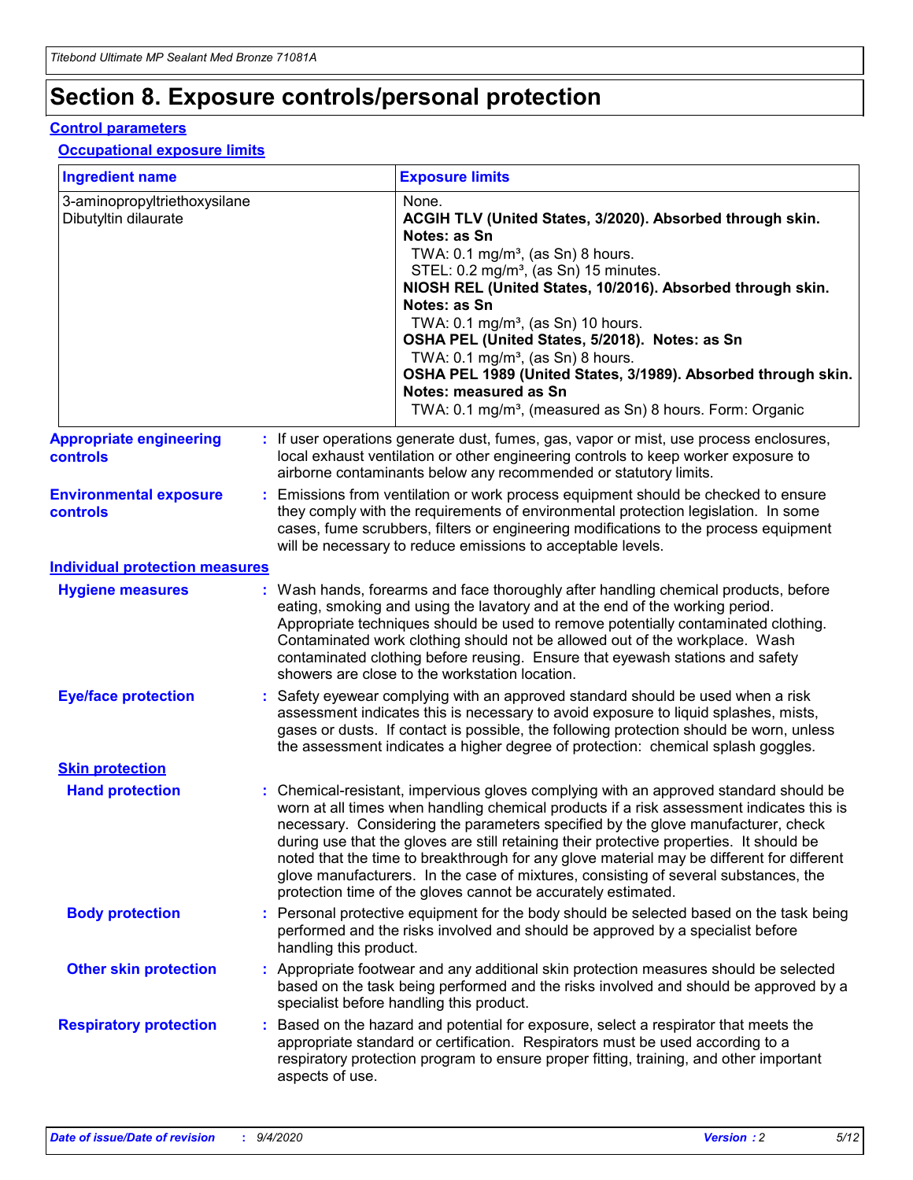# Section 8. Exposure controls/personal protection

## Control parameters

### Occupational exposure limits

| Ingredient name | Exposure limits |
|---|---|
| 3-aminopropyltriethoxysilane | None. |
| Dibutyltin dilaurate | **ACGIH TLV (United States, 3/2020). Absorbed through skin. Notes: as Sn**<br>TWA: 0.1 mg/m³, (as Sn) 8 hours.<br>STEL: 0.2 mg/m³, (as Sn) 15 minutes.<br>**NIOSH REL (United States, 10/2016). Absorbed through skin. Notes: as Sn**<br>TWA: 0.1 mg/m³, (as Sn) 10 hours.<br>**OSHA PEL (United States, 5/2018). Notes: as Sn**<br>TWA: 0.1 mg/m³, (as Sn) 8 hours.<br>**OSHA PEL 1989 (United States, 3/1989). Absorbed through skin. Notes: measured as Sn**<br>TWA: 0.1 mg/m³, (measured as Sn) 8 hours. Form: Organic |

**Appropriate engineering controls** : If user operations generate dust, fumes, gas, vapor or mist, use process enclosures, local exhaust ventilation or other engineering controls to keep worker exposure to airborne contaminants below any recommended or statutory limits.

**Environmental exposure controls** : Emissions from ventilation or work process equipment should be checked to ensure they comply with the requirements of environmental protection legislation. In some cases, fume scrubbers, filters or engineering modifications to the process equipment will be necessary to reduce emissions to acceptable levels.

## Individual protection measures

**Hygiene measures** : Wash hands, forearms and face thoroughly after handling chemical products, before eating, smoking and using the lavatory and at the end of the working period. Appropriate techniques should be used to remove potentially contaminated clothing. Contaminated work clothing should not be allowed out of the workplace. Wash contaminated clothing before reusing. Ensure that eyewash stations and safety showers are close to the workstation location.

**Eye/face protection** : Safety eyewear complying with an approved standard should be used when a risk assessment indicates this is necessary to avoid exposure to liquid splashes, mists, gases or dusts. If contact is possible, the following protection should be worn, unless the assessment indicates a higher degree of protection: chemical splash goggles.

### Skin protection

**Hand protection** : Chemical-resistant, impervious gloves complying with an approved standard should be worn at all times when handling chemical products if a risk assessment indicates this is necessary. Considering the parameters specified by the glove manufacturer, check during use that the gloves are still retaining their protective properties. It should be noted that the time to breakthrough for any glove material may be different for different glove manufacturers. In the case of mixtures, consisting of several substances, the protection time of the gloves cannot be accurately estimated.

**Body protection** : Personal protective equipment for the body should be selected based on the task being performed and the risks involved and should be approved by a specialist before handling this product.

**Other skin protection** : Appropriate footwear and any additional skin protection measures should be selected based on the task being performed and the risks involved and should be approved by a specialist before handling this product.

**Respiratory protection** : Based on the hazard and potential for exposure, select a respirator that meets the appropriate standard or certification. Respirators must be used according to a respiratory protection program to ensure proper fitting, training, and other important aspects of use.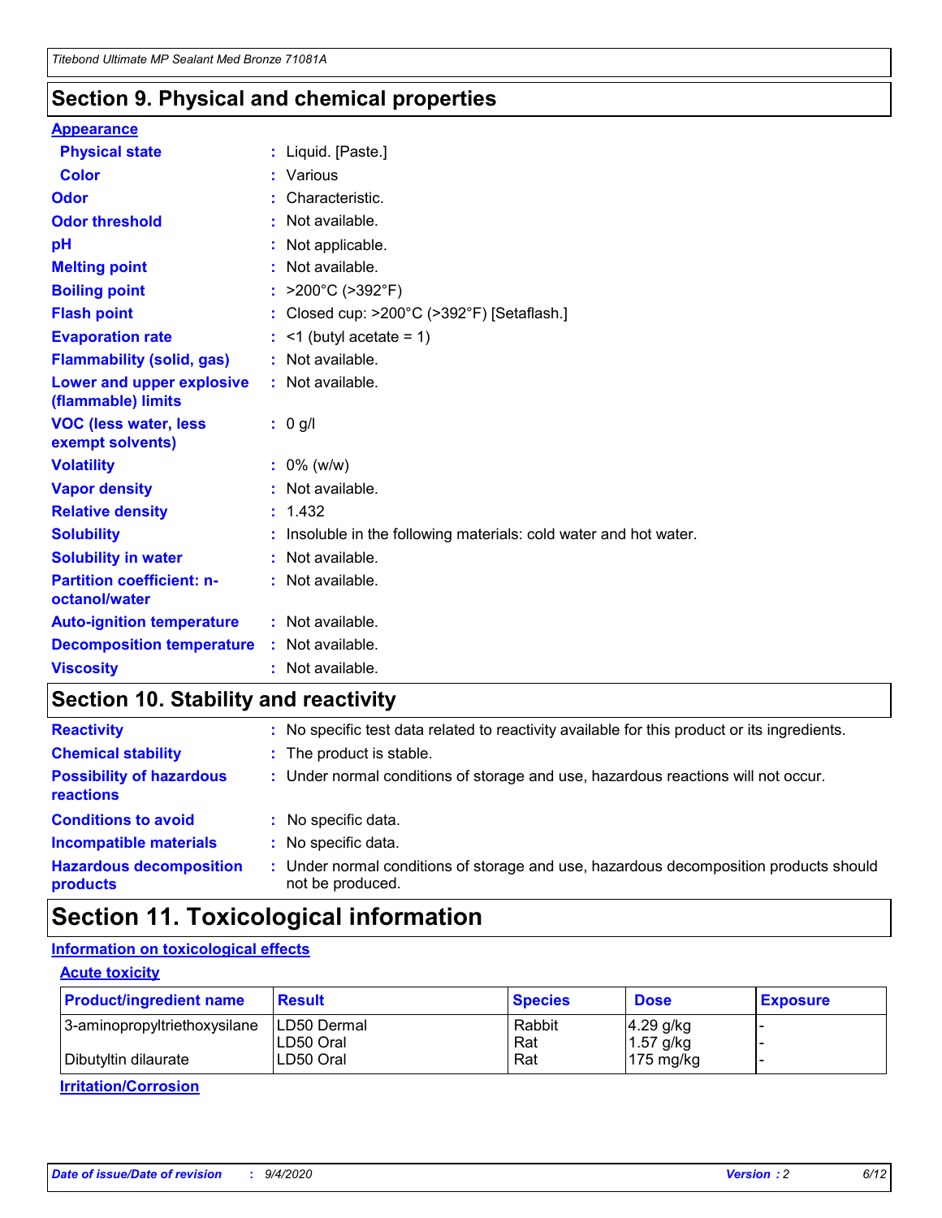## Section 9. Physical and chemical properties

**Appearance**

| | |
|---|---|
| **Physical state** | : Liquid. [Paste.] |
| **Color** | : Various |
| **Odor** | : Characteristic. |
| **Odor threshold** | : Not available. |
| **pH** | : Not applicable. |
| **Melting point** | : Not available. |
| **Boiling point** | : >200°C (>392°F) |
| **Flash point** | : Closed cup: >200°C (>392°F) [Setaflash.] |
| **Evaporation rate** | : <1 (butyl acetate = 1) |
| **Flammability (solid, gas)** | : Not available. |
| **Lower and upper explosive (flammable) limits** | : Not available. |
| **VOC (less water, less exempt solvents)** | : 0 g/l |
| **Volatility** | : 0% (w/w) |
| **Vapor density** | : Not available. |
| **Relative density** | : 1.432 |
| **Solubility** | : Insoluble in the following materials: cold water and hot water. |
| **Solubility in water** | : Not available. |
| **Partition coefficient: n-octanol/water** | : Not available. |
| **Auto-ignition temperature** | : Not available. |
| **Decomposition temperature** | : Not available. |
| **Viscosity** | : Not available. |

## Section 10. Stability and reactivity

| | |
|---|---|
| **Reactivity** | : No specific test data related to reactivity available for this product or its ingredients. |
| **Chemical stability** | : The product is stable. |
| **Possibility of hazardous reactions** | : Under normal conditions of storage and use, hazardous reactions will not occur. |
| **Conditions to avoid** | : No specific data. |
| **Incompatible materials** | : No specific data. |
| **Hazardous decomposition products** | : Under normal conditions of storage and use, hazardous decomposition products should not be produced. |

## Section 11. Toxicological information

**Information on toxicological effects**

**Acute toxicity**

| Product/ingredient name | Result | Species | Dose | Exposure |
|---|---|---|---|---|
| 3-aminopropyltriethoxysilane | LD50 Dermal | Rabbit | 4.29 g/kg | - |
| | LD50 Oral | Rat | 1.57 g/kg | - |
| Dibutyltin dilaurate | LD50 Oral | Rat | 175 mg/kg | - |

**Irritation/Corrosion**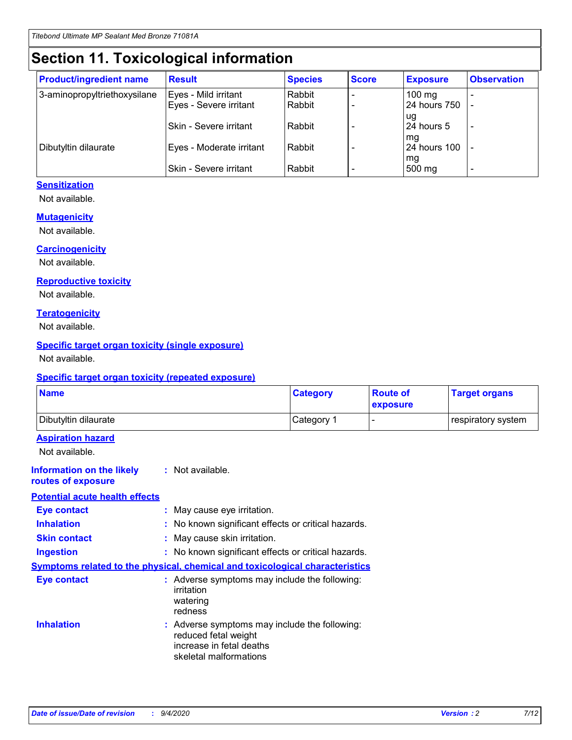# Section 11. Toxicological information

| Product/ingredient name | Result | Species | Score | Exposure | Observation |
|---|---|---|---|---|---|
| 3-aminopropyltriethoxysilane | Eyes - Mild irritant | Rabbit | - | 100 mg | - |
| | Eyes - Severe irritant | Rabbit | - | 24 hours 750 ug | - |
| | Skin - Severe irritant | Rabbit | - | 24 hours 5 mg | - |
| Dibutyltin dilaurate | Eyes - Moderate irritant | Rabbit | - | 24 hours 100 mg | - |
| | Skin - Severe irritant | Rabbit | - | 500 mg | - |

### Sensitization

Not available.

### Mutagenicity

Not available.

### Carcinogenicity

Not available.

### Reproductive toxicity

Not available.

### Teratogenicity

Not available.

### Specific target organ toxicity (single exposure)

Not available.

### Specific target organ toxicity (repeated exposure)

| Name | Category | Route of exposure | Target organs |
|---|---|---|---|
| Dibutyltin dilaurate | Category 1 | - | respiratory system |

### Aspiration hazard

Not available.

**Information on the likely routes of exposure** : Not available.

### Potential acute health effects

**Eye contact** : May cause eye irritation.

**Inhalation** : No known significant effects or critical hazards.

**Skin contact** : May cause skin irritation.

**Ingestion** : No known significant effects or critical hazards.

### Symptoms related to the physical, chemical and toxicological characteristics

**Eye contact** : Adverse symptoms may include the following:
irritation
watering
redness

**Inhalation** : Adverse symptoms may include the following:
reduced fetal weight
increase in fetal deaths
skeletal malformations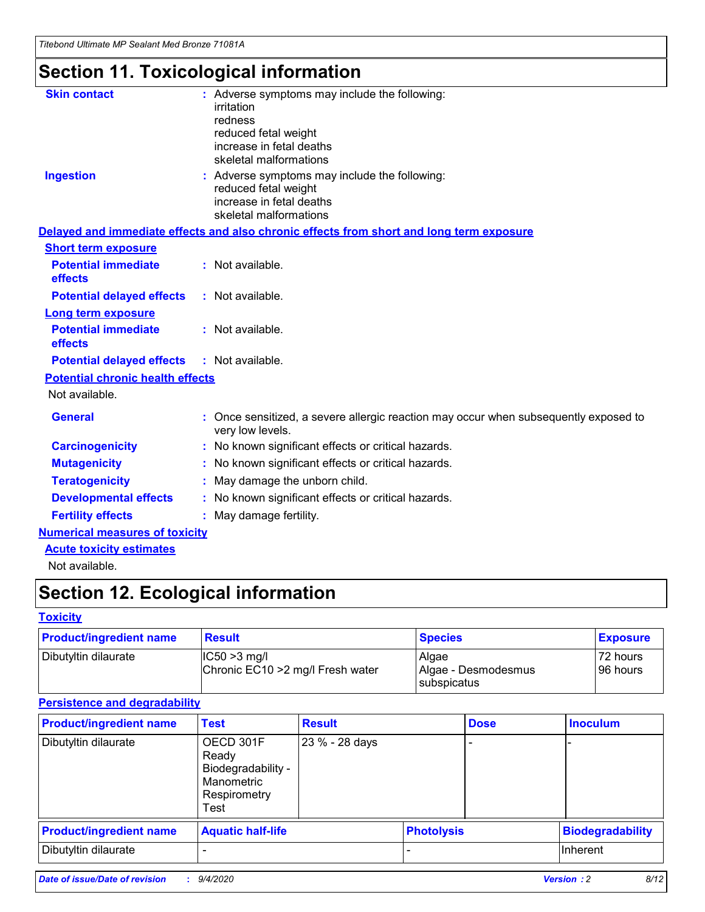# Section 11. Toxicological information

**Skin contact** : Adverse symptoms may include the following:
irritation
redness
reduced fetal weight
increase in fetal deaths
skeletal malformations

**Ingestion** : Adverse symptoms may include the following:
reduced fetal weight
increase in fetal deaths
skeletal malformations

**Delayed and immediate effects and also chronic effects from short and long term exposure**

**Short term exposure**

**Potential immediate effects** : Not available.

**Potential delayed effects** : Not available.

**Long term exposure**

**Potential immediate effects** : Not available.

**Potential delayed effects** : Not available.

**Potential chronic health effects**

Not available.

**General** : Once sensitized, a severe allergic reaction may occur when subsequently exposed to very low levels.

**Carcinogenicity** : No known significant effects or critical hazards.

**Mutagenicity** : No known significant effects or critical hazards.

**Teratogenicity** : May damage the unborn child.

**Developmental effects** : No known significant effects or critical hazards.

**Fertility effects** : May damage fertility.

**Numerical measures of toxicity**

**Acute toxicity estimates**

Not available.

# Section 12. Ecological information

**Toxicity**

| Product/ingredient name | Result | Species | Exposure |
|---|---|---|---|
| Dibutyltin dilaurate | IC50 >3 mg/l<br>Chronic EC10 >2 mg/l Fresh water | Algae<br>Algae - Desmodesmus subspicatus | 72 hours<br>96 hours |

**Persistence and degradability**

| Product/ingredient name | Test | Result | Dose | Inoculum |
|---|---|---|---|---|
| Dibutyltin dilaurate | OECD 301F Ready Biodegradability - Manometric Respirometry Test | 23 % - 28 days | - | - |

| Product/ingredient name | Aquatic half-life | Photolysis | Biodegradability |
|---|---|---|---|
| Dibutyltin dilaurate | - | - | Inherent |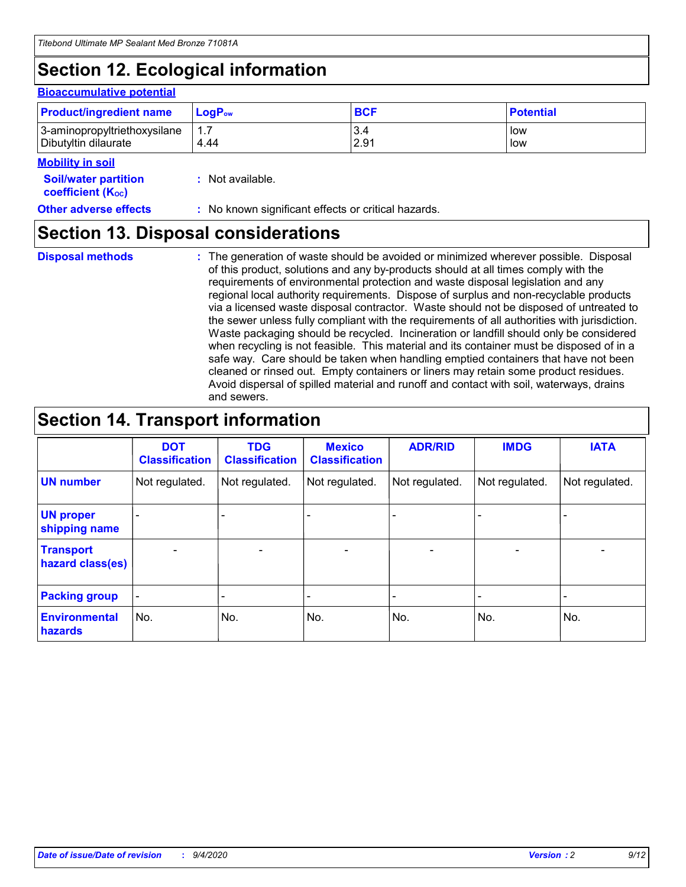# Section 12. Ecological information

### Bioaccumulative potential

| Product/ingredient name | $LogP_{ow}$ | BCF | Potential |
|---|---|---|---|
| 3-aminopropyltriethoxysilane | 1.7 | 3.4 | low |
| Dibutyltin dilaurate | 4.44 | 2.91 | low |

### Mobility in soil

**Soil/water partition coefficient ($K_{OC}$)** : Not available.

**Other adverse effects** : No known significant effects or critical hazards.

# Section 13. Disposal considerations

**Disposal methods** : The generation of waste should be avoided or minimized wherever possible. Disposal of this product, solutions and any by-products should at all times comply with the requirements of environmental protection and waste disposal legislation and any regional local authority requirements. Dispose of surplus and non-recyclable products via a licensed waste disposal contractor. Waste should not be disposed of untreated to the sewer unless fully compliant with the requirements of all authorities with jurisdiction. Waste packaging should be recycled. Incineration or landfill should only be considered when recycling is not feasible. This material and its container must be disposed of in a safe way. Care should be taken when handling emptied containers that have not been cleaned or rinsed out. Empty containers or liners may retain some product residues. Avoid dispersal of spilled material and runoff and contact with soil, waterways, drains and sewers.

# Section 14. Transport information

| | DOT Classification | TDG Classification | Mexico Classification | ADR/RID | IMDG | IATA |
|---|---|---|---|---|---|---|
| UN number | Not regulated. | Not regulated. | Not regulated. | Not regulated. | Not regulated. | Not regulated. |
| UN proper shipping name | - | - | - | - | - | - |
| Transport hazard class(es) | - | - | - | - | - | - |
| Packing group | - | - | - | - | - | - |
| Environmental hazards | No. | No. | No. | No. | No. | No. |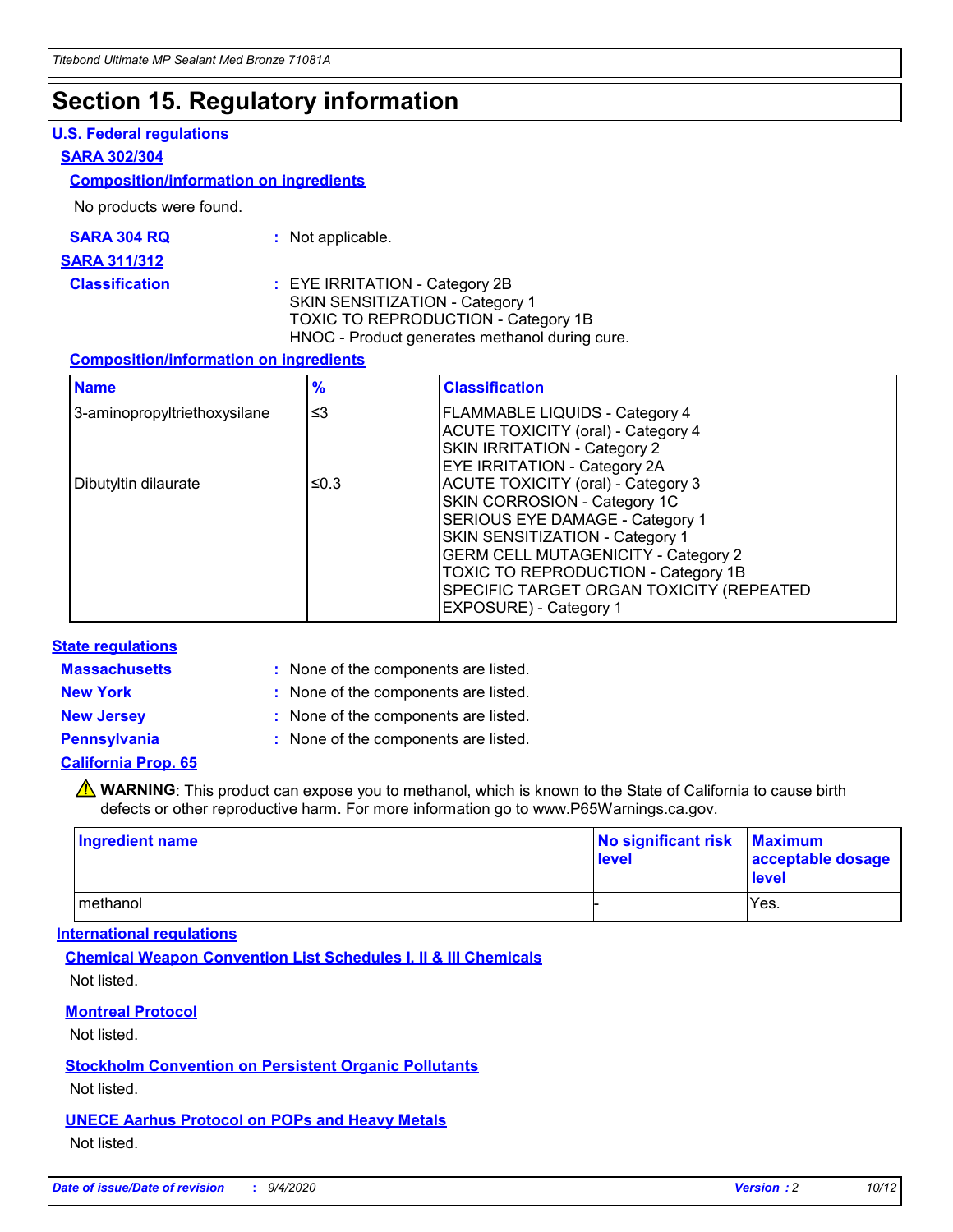# Section 15. Regulatory information

### U.S. Federal regulations

#### SARA 302/304

**Composition/information on ingredients**

No products were found.

**SARA 304 RQ** : Not applicable.

#### SARA 311/312

**Classification** : EYE IRRITATION - Category 2B
SKIN SENSITIZATION - Category 1
TOXIC TO REPRODUCTION - Category 1B
HNOC - Product generates methanol during cure.

**Composition/information on ingredients**

| Name | % | Classification |
|---|---|---|
| 3-aminopropyltriethoxysilane | ≤3 | FLAMMABLE LIQUIDS - Category 4<br>ACUTE TOXICITY (oral) - Category 4<br>SKIN IRRITATION - Category 2<br>EYE IRRITATION - Category 2A |
| Dibutyltin dilaurate | ≤0.3 | ACUTE TOXICITY (oral) - Category 3<br>SKIN CORROSION - Category 1C<br>SERIOUS EYE DAMAGE - Category 1<br>SKIN SENSITIZATION - Category 1<br>GERM CELL MUTAGENICITY - Category 2<br>TOXIC TO REPRODUCTION - Category 1B<br>SPECIFIC TARGET ORGAN TOXICITY (REPEATED EXPOSURE) - Category 1 |

### State regulations

**Massachusetts** : None of the components are listed.

**New York** : None of the components are listed.

**New Jersey** : None of the components are listed.

**Pennsylvania** : None of the components are listed.

#### California Prop. 65

⚠ **WARNING**: This product can expose you to methanol, which is known to the State of California to cause birth defects or other reproductive harm. For more information go to www.P65Warnings.ca.gov.

| Ingredient name | No significant risk level | Maximum acceptable dosage level |
|---|---|---|
| methanol | - | Yes. |

### International regulations

**Chemical Weapon Convention List Schedules I, II & III Chemicals**

Not listed.

**Montreal Protocol**

Not listed.

**Stockholm Convention on Persistent Organic Pollutants**

Not listed.

**UNECE Aarhus Protocol on POPs and Heavy Metals**

Not listed.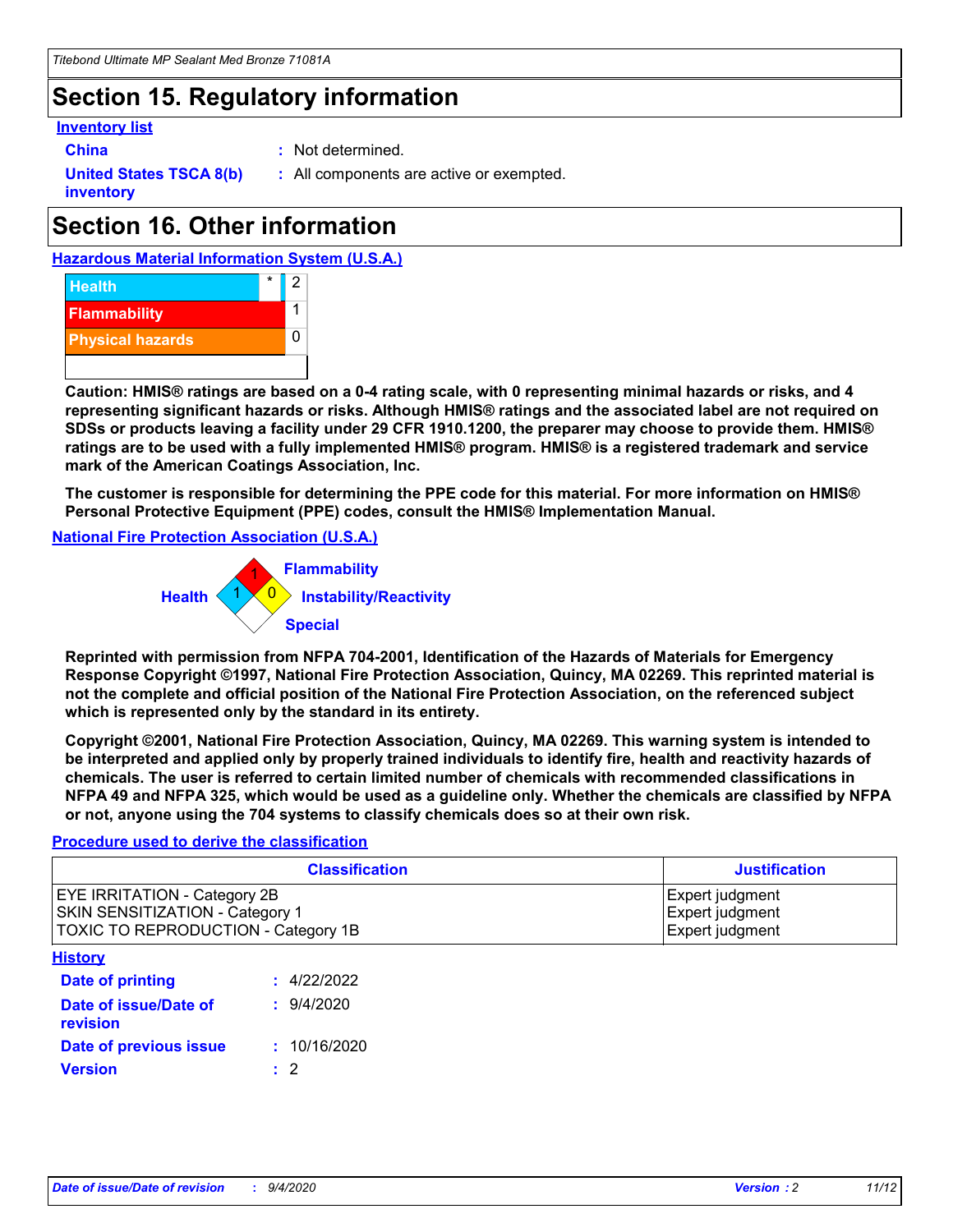# Section 15. Regulatory information

### Inventory list

**China** : Not determined.

**United States TSCA 8(b) inventory** : All components are active or exempted.

# Section 16. Other information

### Hazardous Material Information System (U.S.A.)

| | | |
|---|---|---|
| Health | * | 2 |
| Flammability | | 1 |
| Physical hazards | | 0 |
| | | |

**Caution: HMIS® ratings are based on a 0-4 rating scale, with 0 representing minimal hazards or risks, and 4 representing significant hazards or risks. Although HMIS® ratings and the associated label are not required on SDSs or products leaving a facility under 29 CFR 1910.1200, the preparer may choose to provide them. HMIS® ratings are to be used with a fully implemented HMIS® program. HMIS® is a registered trademark and service mark of the American Coatings Association, Inc.**

**The customer is responsible for determining the PPE code for this material. For more information on HMIS® Personal Protective Equipment (PPE) codes, consult the HMIS® Implementation Manual.**

### National Fire Protection Association (U.S.A.)

Flammability: 1
Health: 1
Instability/Reactivity: 0
Special:

**Reprinted with permission from NFPA 704-2001, Identification of the Hazards of Materials for Emergency Response Copyright ©1997, National Fire Protection Association, Quincy, MA 02269. This reprinted material is not the complete and official position of the National Fire Protection Association, on the referenced subject which is represented only by the standard in its entirety.**

**Copyright ©2001, National Fire Protection Association, Quincy, MA 02269. This warning system is intended to be interpreted and applied only by properly trained individuals to identify fire, health and reactivity hazards of chemicals. The user is referred to certain limited number of chemicals with recommended classifications in NFPA 49 and NFPA 325, which would be used as a guideline only. Whether the chemicals are classified by NFPA or not, anyone using the 704 systems to classify chemicals does so at their own risk.**

### Procedure used to derive the classification

| Classification | Justification |
|---|---|
| EYE IRRITATION - Category 2B | Expert judgment |
| SKIN SENSITIZATION - Category 1 | Expert judgment |
| TOXIC TO REPRODUCTION - Category 1B | Expert judgment |

### History

**Date of printing** : 4/22/2022

**Date of issue/Date of revision** : 9/4/2020

**Date of previous issue** : 10/16/2020

**Version** : 2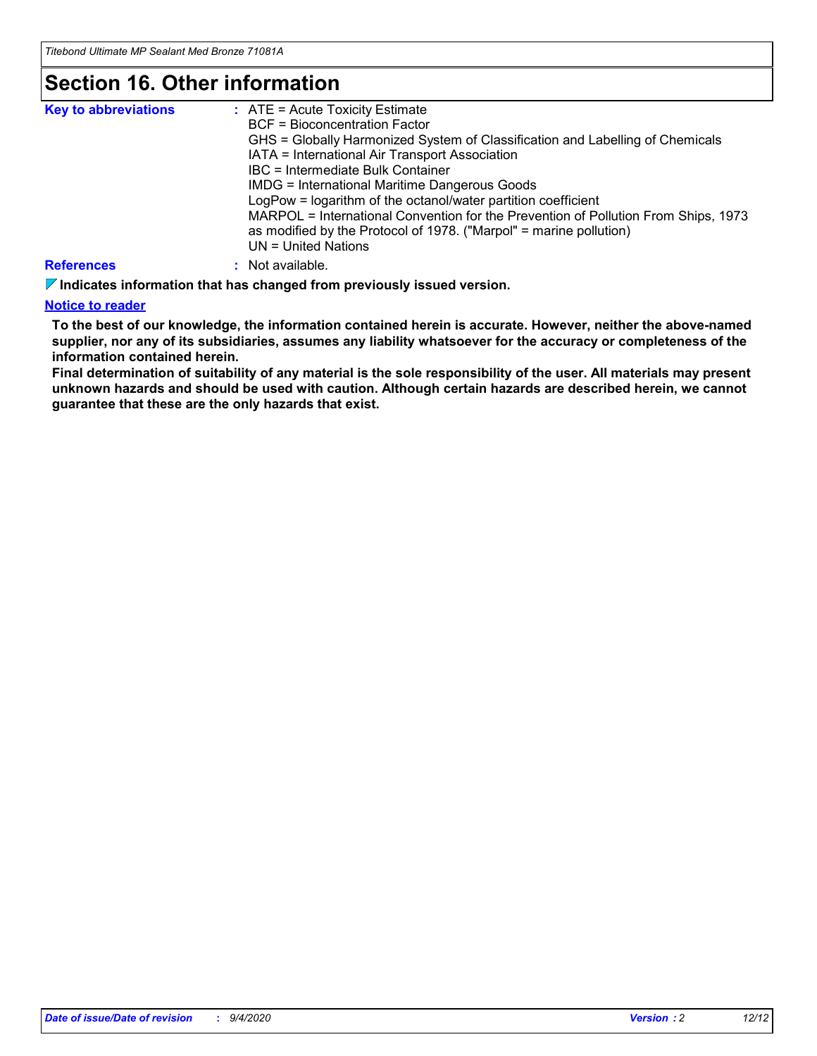# Section 16. Other information

**Key to abbreviations** : ATE = Acute Toxicity Estimate
BCF = Bioconcentration Factor
GHS = Globally Harmonized System of Classification and Labelling of Chemicals
IATA = International Air Transport Association
IBC = Intermediate Bulk Container
IMDG = International Maritime Dangerous Goods
LogPow = logarithm of the octanol/water partition coefficient
MARPOL = International Convention for the Prevention of Pollution From Ships, 1973 as modified by the Protocol of 1978. ("Marpol" = marine pollution)
UN = United Nations

**References** : Not available.

**Indicates information that has changed from previously issued version.**

**Notice to reader**

**To the best of our knowledge, the information contained herein is accurate. However, neither the above-named supplier, nor any of its subsidiaries, assumes any liability whatsoever for the accuracy or completeness of the information contained herein.**

**Final determination of suitability of any material is the sole responsibility of the user. All materials may present unknown hazards and should be used with caution. Although certain hazards are described herein, we cannot guarantee that these are the only hazards that exist.**